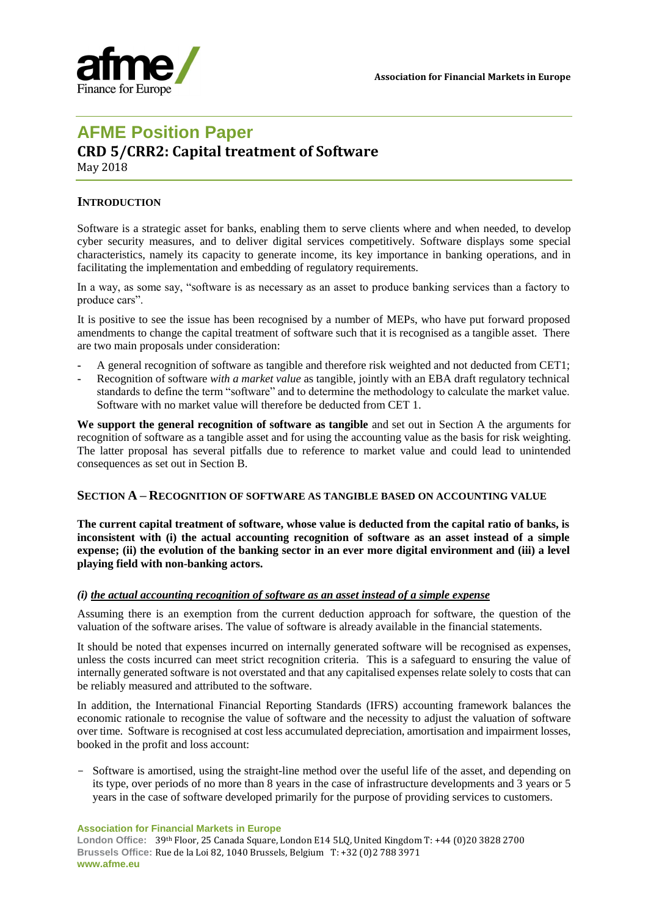**Association for Financial Markets in Europe**

# AFME Position Paper

## CRD 5/CRR2: Capital treatment of Software

May 2018

### INTRODUCTION

Software is a strategic asset for banks, enabling them to serve clients where and when needed, to develop cyber security measures, and to deliver digital services competitively. Software displays some special characteristics, namely its capacity to generate income, its key importance in banking operations, and in facilitating the implementation and embedding of regulatory requirements.

In a way, as some say, "software is as necessary as an asset to produce banking services than a factory to produce cars".

It is positive to see the issue has been recognised by a number of MEPs, who have put forward proposed amendments to change the capital treatment of software such that it is recognised as a tangible asset. There are two main proposals under consideration:

- A general recognition of software as tangible and therefore risk weighted and not deducted from CET1;
- Recognition of software *with a market value* as tangible, jointly with an EBA draft regulatory technical standards to define the term "software" and to determine the methodology to calculate the market value. Software with no market value will therefore be deducted from CET 1.

**We support the general recognition of software as tangible** and set out in Section A the arguments for recognition of software as a tangible asset and for using the accounting value as the basis for risk weighting. The latter proposal has several pitfalls due to reference to market value and could lead to unintended consequences as set out in Section B.

### SECTION A – RECOGNITION OF SOFTWARE AS TANGIBLE BASED ON ACCOUNTING VALUE

**The current capital treatment of software, whose value is deducted from the capital ratio of banks, is inconsistent with (i) the actual accounting recognition of software as an asset instead of a simple expense; (ii) the evolution of the banking sector in an ever more digital environment and (iii) a level playing field with non-banking actors.**

#### *(i) the actual accounting recognition of software as an asset instead of a simple expense*

Assuming there is an exemption from the current deduction approach for software, the question of the valuation of the software arises. The value of software is already available in the financial statements.

It should be noted that expenses incurred on internally generated software will be recognised as expenses, unless the costs incurred can meet strict recognition criteria. This is a safeguard to ensuring the value of internally generated software is not overstated and that any capitalised expenses relate solely to costs that can be reliably measured and attributed to the software.

In addition, the International Financial Reporting Standards (IFRS) accounting framework balances the economic rationale to recognise the value of software and the necessity to adjust the valuation of software over time. Software is recognised at cost less accumulated depreciation, amortisation and impairment losses, booked in the profit and loss account:

- Software is amortised, using the straight-line method over the useful life of the asset, and depending on its type, over periods of no more than 8 years in the case of infrastructure developments and 3 years or 5 years in the case of software developed primarily for the purpose of providing services to customers.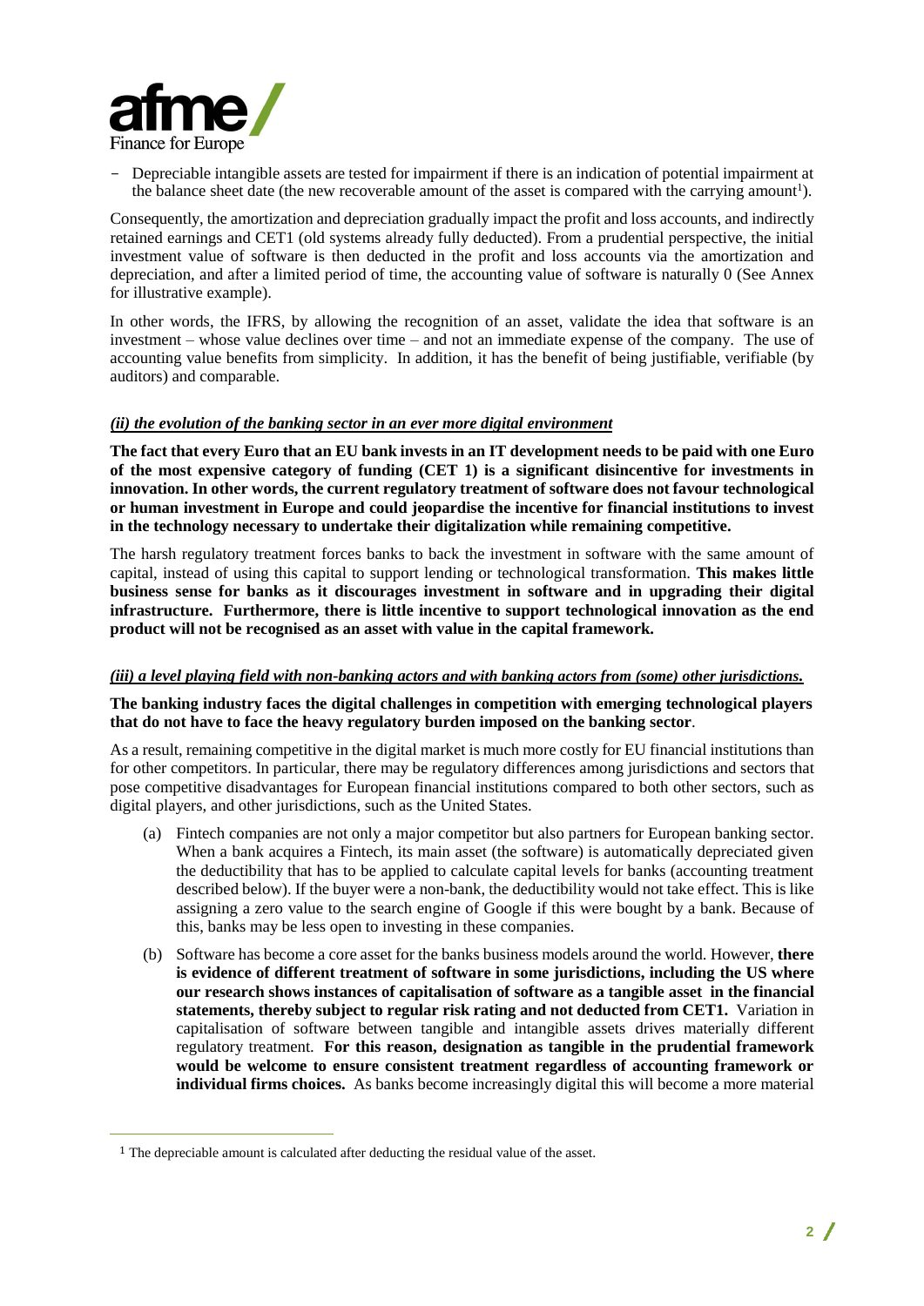- Depreciable intangible assets are tested for impairment if there is an indication of potential impairment at the balance sheet date (the new recoverable amount of the asset is compared with the carrying amount[1]).

Consequently, the amortization and depreciation gradually impact the profit and loss accounts, and indirectly retained earnings and CET1 (old systems already fully deducted). From a prudential perspective, the initial investment value of software is then deducted in the profit and loss accounts via the amortization and depreciation, and after a limited period of time, the accounting value of software is naturally 0 (See Annex for illustrative example).

In other words, the IFRS, by allowing the recognition of an asset, validate the idea that software is an investment – whose value declines over time – and not an immediate expense of the company. The use of accounting value benefits from simplicity. In addition, it has the benefit of being justifiable, verifiable (by auditors) and comparable.

***(ii) the evolution of the banking sector in an ever more digital environment***

**The fact that every Euro that an EU bank invests in an IT development needs to be paid with one Euro of the most expensive category of funding (CET 1) is a significant disincentive for investments in innovation. In other words, the current regulatory treatment of software does not favour technological or human investment in Europe and could jeopardise the incentive for financial institutions to invest in the technology necessary to undertake their digitalization while remaining competitive.**

The harsh regulatory treatment forces banks to back the investment in software with the same amount of capital, instead of using this capital to support lending or technological transformation. **This makes little business sense for banks as it discourages investment in software and in upgrading their digital infrastructure. Furthermore, there is little incentive to support technological innovation as the end product will not be recognised as an asset with value in the capital framework.**

***(iii) a level playing field with non-banking actors and with banking actors from (some) other jurisdictions.***

**The banking industry faces the digital challenges in competition with emerging technological players that do not have to face the heavy regulatory burden imposed on the banking sector**.

As a result, remaining competitive in the digital market is much more costly for EU financial institutions than for other competitors. In particular, there may be regulatory differences among jurisdictions and sectors that pose competitive disadvantages for European financial institutions compared to both other sectors, such as digital players, and other jurisdictions, such as the United States.

(a) Fintech companies are not only a major competitor but also partners for European banking sector. When a bank acquires a Fintech, its main asset (the software) is automatically depreciated given the deductibility that has to be applied to calculate capital levels for banks (accounting treatment described below). If the buyer were a non-bank, the deductibility would not take effect. This is like assigning a zero value to the search engine of Google if this were bought by a bank. Because of this, banks may be less open to investing in these companies.

(b) Software has become a core asset for the banks business models around the world. However, **there is evidence of different treatment of software in some jurisdictions, including the US where our research shows instances of capitalisation of software as a tangible asset in the financial statements, thereby subject to regular risk rating and not deducted from CET1.** Variation in capitalisation of software between tangible and intangible assets drives materially different regulatory treatment. **For this reason, designation as tangible in the prudential framework would be welcome to ensure consistent treatment regardless of accounting framework or individual firms choices.** As banks become increasingly digital this will become a more material

[1] The depreciable amount is calculated after deducting the residual value of the asset.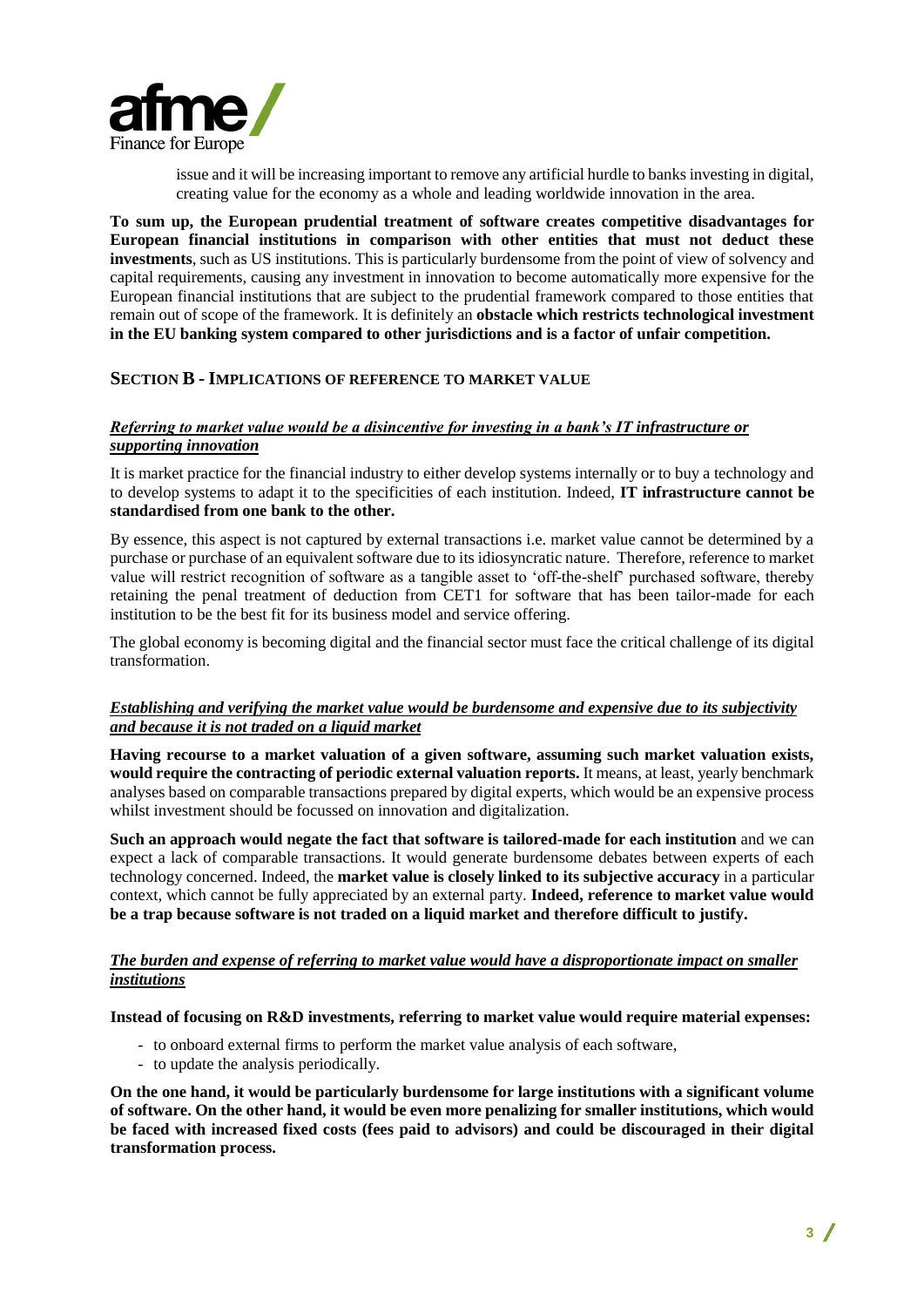issue and it will be increasing important to remove any artificial hurdle to banks investing in digital, creating value for the economy as a whole and leading worldwide innovation in the area.

**To sum up, the European prudential treatment of software creates competitive disadvantages for European financial institutions in comparison with other entities that must not deduct these investments**, such as US institutions. This is particularly burdensome from the point of view of solvency and capital requirements, causing any investment in innovation to become automatically more expensive for the European financial institutions that are subject to the prudential framework compared to those entities that remain out of scope of the framework. It is definitely an **obstacle which restricts technological investment in the EU banking system compared to other jurisdictions and is a factor of unfair competition.**

## SECTION B - IMPLICATIONS OF REFERENCE TO MARKET VALUE

### ***Referring to market value would be a disincentive for investing in a bank's IT infrastructure or supporting innovation***

It is market practice for the financial industry to either develop systems internally or to buy a technology and to develop systems to adapt it to the specificities of each institution. Indeed, **IT infrastructure cannot be standardised from one bank to the other.**

By essence, this aspect is not captured by external transactions i.e. market value cannot be determined by a purchase or purchase of an equivalent software due to its idiosyncratic nature. Therefore, reference to market value will restrict recognition of software as a tangible asset to 'off-the-shelf' purchased software, thereby retaining the penal treatment of deduction from CET1 for software that has been tailor-made for each institution to be the best fit for its business model and service offering.

The global economy is becoming digital and the financial sector must face the critical challenge of its digital transformation.

### ***Establishing and verifying the market value would be burdensome and expensive due to its subjectivity and because it is not traded on a liquid market***

**Having recourse to a market valuation of a given software, assuming such market valuation exists, would require the contracting of periodic external valuation reports.** It means, at least, yearly benchmark analyses based on comparable transactions prepared by digital experts, which would be an expensive process whilst investment should be focussed on innovation and digitalization.

**Such an approach would negate the fact that software is tailored-made for each institution** and we can expect a lack of comparable transactions. It would generate burdensome debates between experts of each technology concerned. Indeed, the **market value is closely linked to its subjective accuracy** in a particular context, which cannot be fully appreciated by an external party. **Indeed, reference to market value would be a trap because software is not traded on a liquid market and therefore difficult to justify.**

### ***The burden and expense of referring to market value would have a disproportionate impact on smaller institutions***

**Instead of focusing on R&D investments, referring to market value would require material expenses:**

- to onboard external firms to perform the market value analysis of each software,
- to update the analysis periodically.

**On the one hand, it would be particularly burdensome for large institutions with a significant volume of software. On the other hand, it would be even more penalizing for smaller institutions, which would be faced with increased fixed costs (fees paid to advisors) and could be discouraged in their digital transformation process.**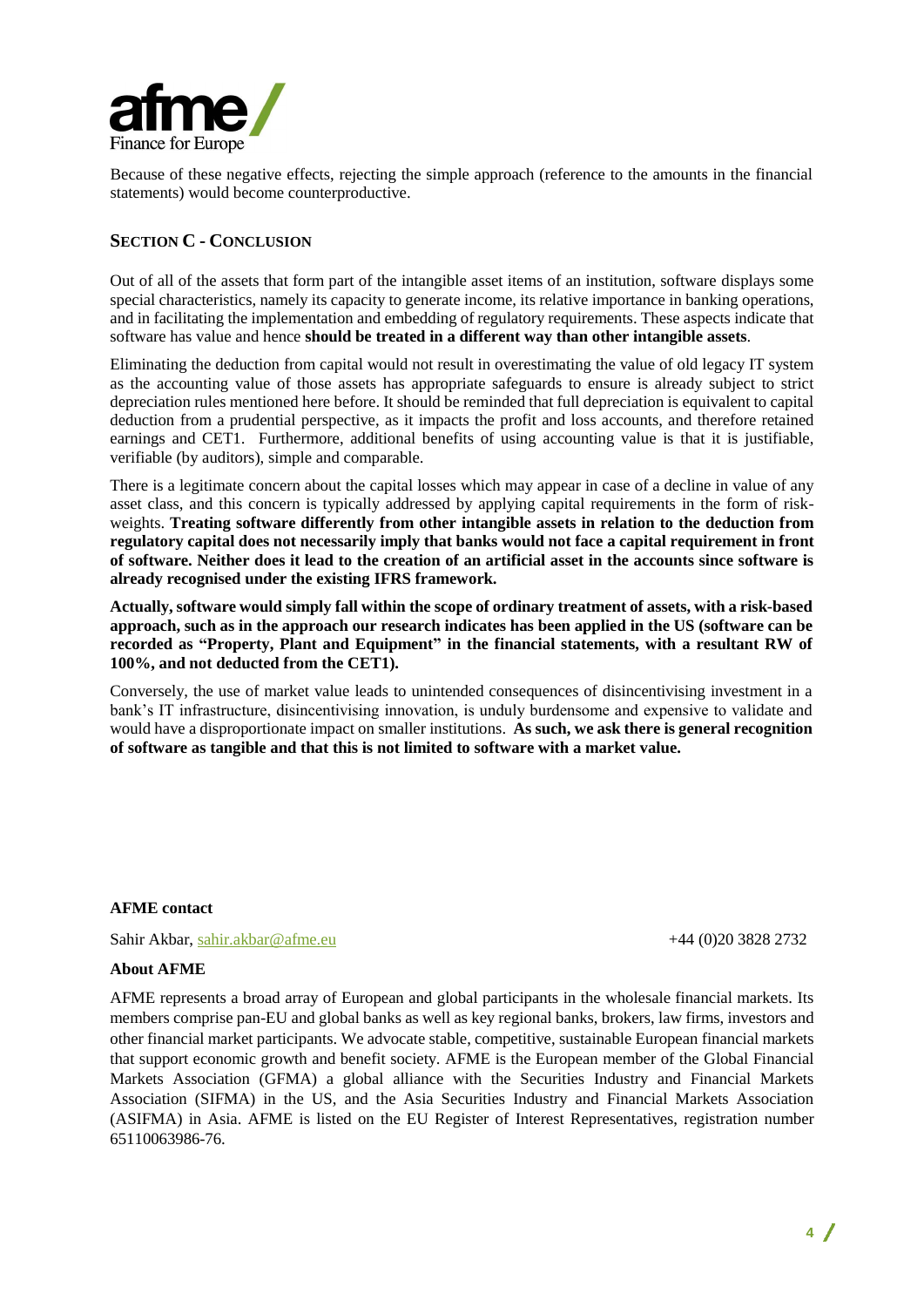Because of these negative effects, rejecting the simple approach (reference to the amounts in the financial statements) would become counterproductive.

## SECTION C - CONCLUSION

Out of all of the assets that form part of the intangible asset items of an institution, software displays some special characteristics, namely its capacity to generate income, its relative importance in banking operations, and in facilitating the implementation and embedding of regulatory requirements. These aspects indicate that software has value and hence **should be treated in a different way than other intangible assets**.

Eliminating the deduction from capital would not result in overestimating the value of old legacy IT system as the accounting value of those assets has appropriate safeguards to ensure is already subject to strict depreciation rules mentioned here before. It should be reminded that full depreciation is equivalent to capital deduction from a prudential perspective, as it impacts the profit and loss accounts, and therefore retained earnings and CET1. Furthermore, additional benefits of using accounting value is that it is justifiable, verifiable (by auditors), simple and comparable.

There is a legitimate concern about the capital losses which may appear in case of a decline in value of any asset class, and this concern is typically addressed by applying capital requirements in the form of risk-weights. **Treating software differently from other intangible assets in relation to the deduction from regulatory capital does not necessarily imply that banks would not face a capital requirement in front of software. Neither does it lead to the creation of an artificial asset in the accounts since software is already recognised under the existing IFRS framework.**

**Actually, software would simply fall within the scope of ordinary treatment of assets, with a risk-based approach, such as in the approach our research indicates has been applied in the US (software can be recorded as "Property, Plant and Equipment" in the financial statements, with a resultant RW of 100%, and not deducted from the CET1).**

Conversely, the use of market value leads to unintended consequences of disincentivising investment in a bank's IT infrastructure, disincentivising innovation, is unduly burdensome and expensive to validate and would have a disproportionate impact on smaller institutions. **As such, we ask there is general recognition of software as tangible and that this is not limited to software with a market value.**

**AFME contact**

Sahir Akbar, sahir.akbar@afme.eu +44 (0)20 3828 2732

**About AFME**

AFME represents a broad array of European and global participants in the wholesale financial markets. Its members comprise pan-EU and global banks as well as key regional banks, brokers, law firms, investors and other financial market participants. We advocate stable, competitive, sustainable European financial markets that support economic growth and benefit society. AFME is the European member of the Global Financial Markets Association (GFMA) a global alliance with the Securities Industry and Financial Markets Association (SIFMA) in the US, and the Asia Securities Industry and Financial Markets Association (ASIFMA) in Asia. AFME is listed on the EU Register of Interest Representatives, registration number 65110063986-76.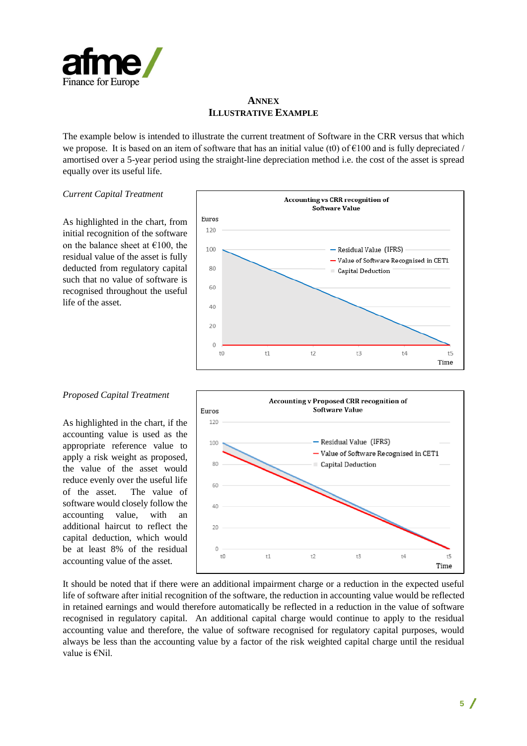# Annex
## Illustrative Example

The example below is intended to illustrate the current treatment of Software in the CRR versus that which we propose. It is based on an item of software that has an initial value (t0) of €100 and is fully depreciated / amortised over a 5-year period using the straight-line depreciation method i.e. the cost of the asset is spread equally over its useful life.

*Current Capital Treatment*

As highlighted in the chart, from initial recognition of the software on the balance sheet at €100, the residual value of the asset is fully deducted from regulatory capital such that no value of software is recognised throughout the useful life of the asset.

Accounting vs CRR recognition of Software Value

Euros

120

100

80

60

40

20

0

t0 t1 t2 t3 t4 t5

Time

Residual Value (IFRS)

Value of Software Recognised in CET1

Capital Deduction

*Proposed Capital Treatment*

As highlighted in the chart, if the accounting value is used as the appropriate reference value to apply a risk weight as proposed, the value of the asset would reduce evenly over the useful life of the asset. The value of software would closely follow the accounting value, with an additional haircut to reflect the capital deduction, which would be at least 8% of the residual accounting value of the asset.

Accounting v Proposed CRR recognition of Software Value

Euros

120

100

80

60

40

20

0

t0 t1 t2 t3 t4 t5

Time

Residual Value (IFRS)

Value of Software Recognised in CET1

Capital Deduction

It should be noted that if there were an additional impairment charge or a reduction in the expected useful life of software after initial recognition of the software, the reduction in accounting value would be reflected in retained earnings and would therefore automatically be reflected in a reduction in the value of software recognised in regulatory capital. An additional capital charge would continue to apply to the residual accounting value and therefore, the value of software recognised for regulatory capital purposes, would always be less than the accounting value by a factor of the risk weighted capital charge until the residual value is €Nil.